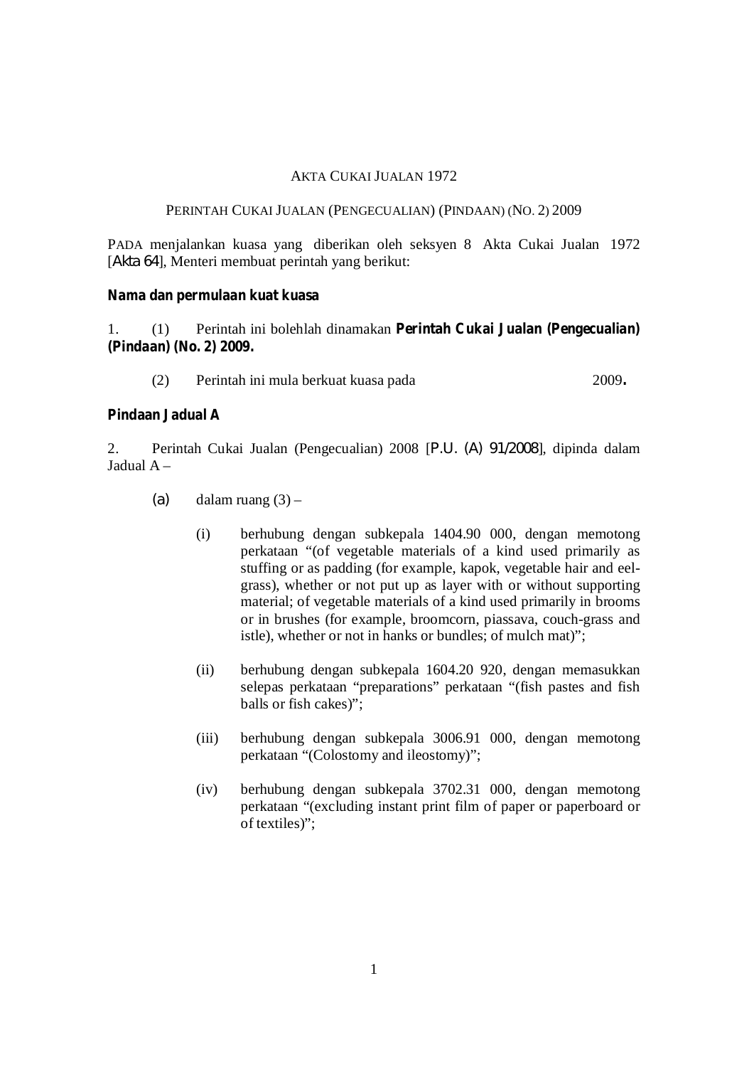AKTA CUKAI JUALAN 1972

PERINTAH CUKAI JUALAN (PENGECUALIAN) (PINDAAN) (NO. 2) 2009

PADA menjalankan kuasa yang diberikan oleh seksyen 8 Akta Cukai Jualan 1972 [*Akta 64*], Menteri membuat perintah yang berikut:

**Nama dan permulaan kuat kuasa**

1. (1) Perintah ini bolehlah dinamakan **Perintah Cukai Jualan (Pengecualian) (Pindaan) (No. 2) 2009.**

(2) Perintah ini mula berkuat kuasa pada 2009**.**

**Pindaan Jadual A**

2. Perintah Cukai Jualan (Pengecualian) 2008 [*P.U. (A) 91/2008*], dipinda dalam Jadual A –

(a) dalam ruang (3) –

(i) berhubung dengan subkepala 1404.90 000, dengan memotong perkataan "(of vegetable materials of a kind used primarily as stuffing or as padding (for example, kapok, vegetable hair and eel-grass), whether or not put up as layer with or without supporting material; of vegetable materials of a kind used primarily in brooms or in brushes (for example, broomcorn, piassava, couch-grass and istle), whether or not in hanks or bundles; of mulch mat)";

(ii) berhubung dengan subkepala 1604.20 920, dengan memasukkan selepas perkataan "preparations" perkataan "(fish pastes and fish balls or fish cakes)";

(iii) berhubung dengan subkepala 3006.91 000, dengan memotong perkataan "(Colostomy and ileostomy)";

(iv) berhubung dengan subkepala 3702.31 000, dengan memotong perkataan "(excluding instant print film of paper or paperboard or of textiles)";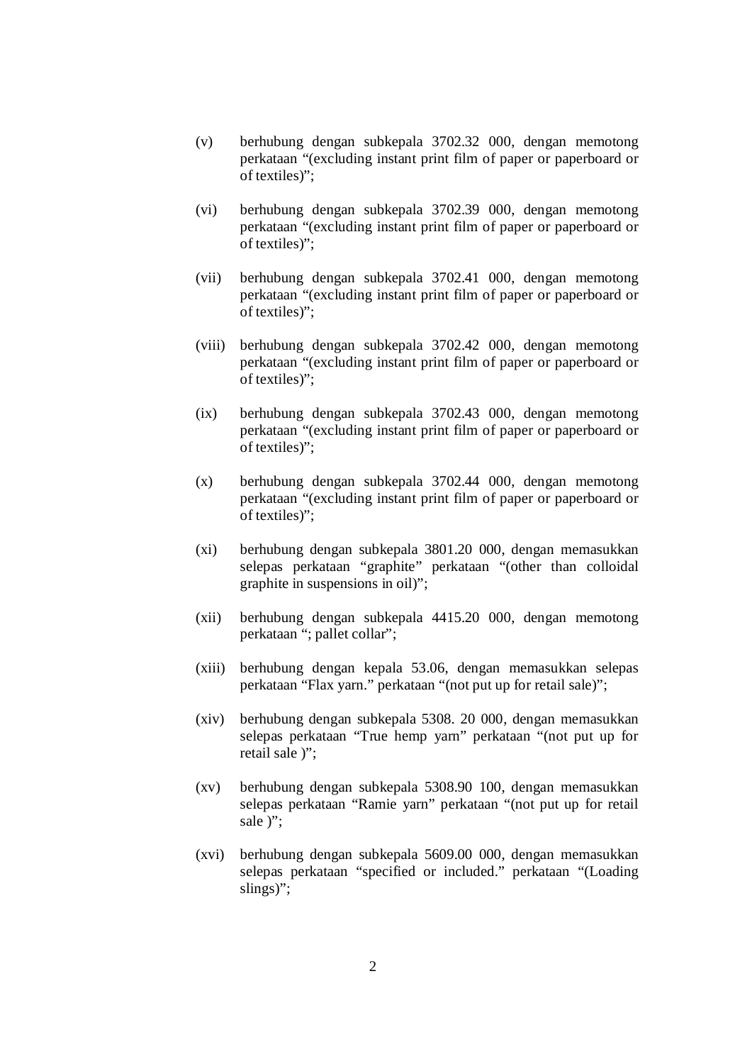(v) berhubung dengan subkepala 3702.32 000, dengan memotong perkataan "(excluding instant print film of paper or paperboard or of textiles)";

(vi) berhubung dengan subkepala 3702.39 000, dengan memotong perkataan "(excluding instant print film of paper or paperboard or of textiles)";

(vii) berhubung dengan subkepala 3702.41 000, dengan memotong perkataan "(excluding instant print film of paper or paperboard or of textiles)";

(viii) berhubung dengan subkepala 3702.42 000, dengan memotong perkataan "(excluding instant print film of paper or paperboard or of textiles)";

(ix) berhubung dengan subkepala 3702.43 000, dengan memotong perkataan "(excluding instant print film of paper or paperboard or of textiles)";

(x) berhubung dengan subkepala 3702.44 000, dengan memotong perkataan "(excluding instant print film of paper or paperboard or of textiles)";

(xi) berhubung dengan subkepala 3801.20 000, dengan memasukkan selepas perkataan "graphite" perkataan "(other than colloidal graphite in suspensions in oil)";

(xii) berhubung dengan subkepala 4415.20 000, dengan memotong perkataan "; pallet collar";

(xiii) berhubung dengan kepala 53.06, dengan memasukkan selepas perkataan "Flax yarn." perkataan "(not put up for retail sale)";

(xiv) berhubung dengan subkepala 5308. 20 000, dengan memasukkan selepas perkataan "True hemp yarn" perkataan "(not put up for retail sale )";

(xv) berhubung dengan subkepala 5308.90 100, dengan memasukkan selepas perkataan "Ramie yarn" perkataan "(not put up for retail sale )";

(xvi) berhubung dengan subkepala 5609.00 000, dengan memasukkan selepas perkataan "specified or included." perkataan "(Loading slings)";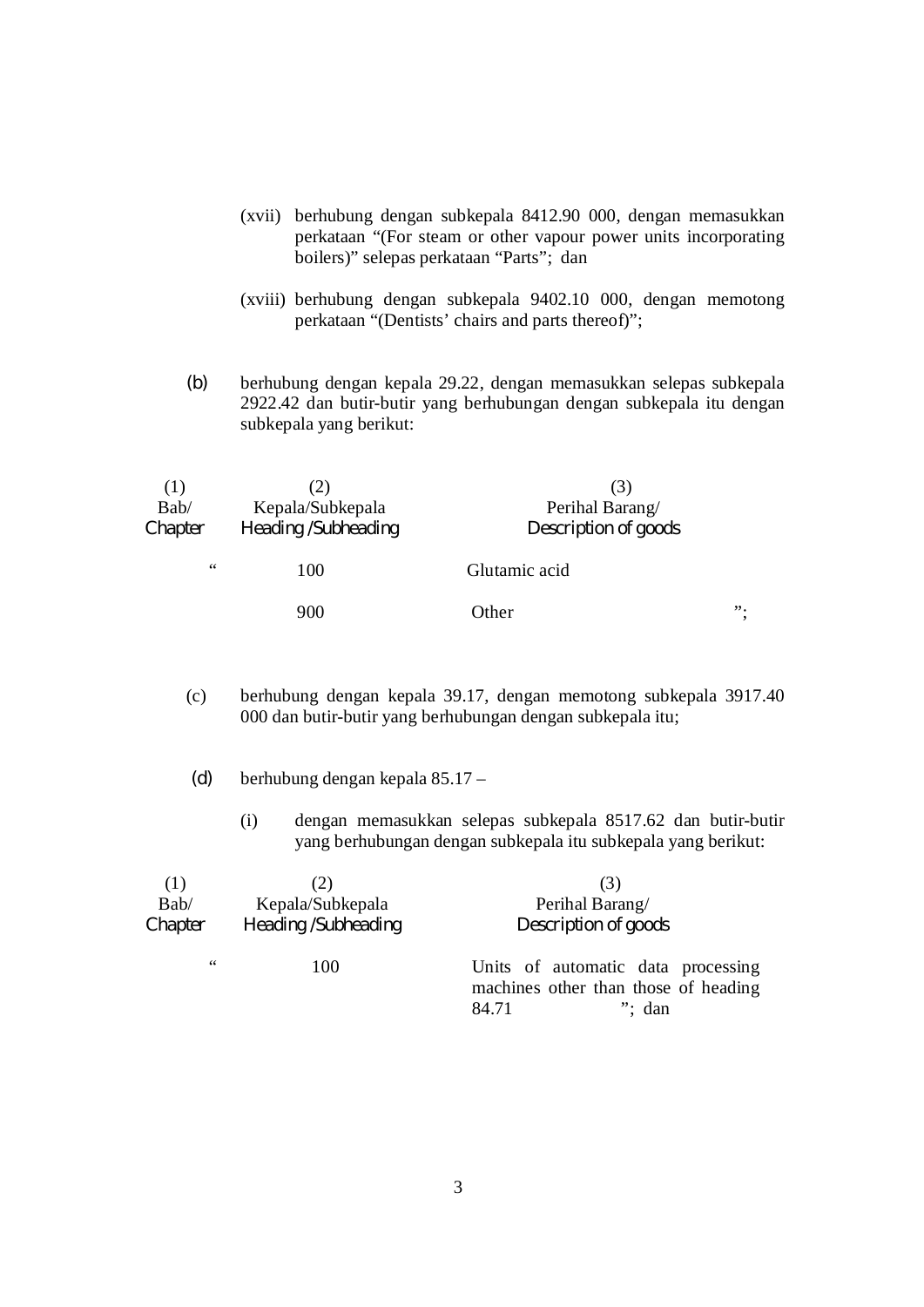(xvii) berhubung dengan subkepala 8412.90 000, dengan memasukkan perkataan "(For steam or other vapour power units incorporating boilers)" selepas perkataan "Parts"; dan

(xviii) berhubung dengan subkepala 9402.10 000, dengan memotong perkataan "(Dentists' chairs and parts thereof)";

(b) berhubung dengan kepala 29.22, dengan memasukkan selepas subkepala 2922.42 dan butir-butir yang berhubungan dengan subkepala itu dengan subkepala yang berikut:

| (1) Bab/ Chapter | (2) Kepala/Subkepala Heading /Subheading | (3) Perihal Barang/ Description of goods |
|---|---|---|
| " | 100 | Glutamic acid |
| | 900 | Other "; |

(c) berhubung dengan kepala 39.17, dengan memotong subkepala 3917.40 000 dan butir-butir yang berhubungan dengan subkepala itu;

(d) berhubung dengan kepala 85.17 –

(i) dengan memasukkan selepas subkepala 8517.62 dan butir-butir yang berhubungan dengan subkepala itu subkepala yang berikut:

| (1) Bab/ Chapter | (2) Kepala/Subkepala Heading /Subheading | (3) Perihal Barang/ Description of goods |
|---|---|---|
| " | 100 | Units of automatic data processing machines other than those of heading 84.71 "; dan |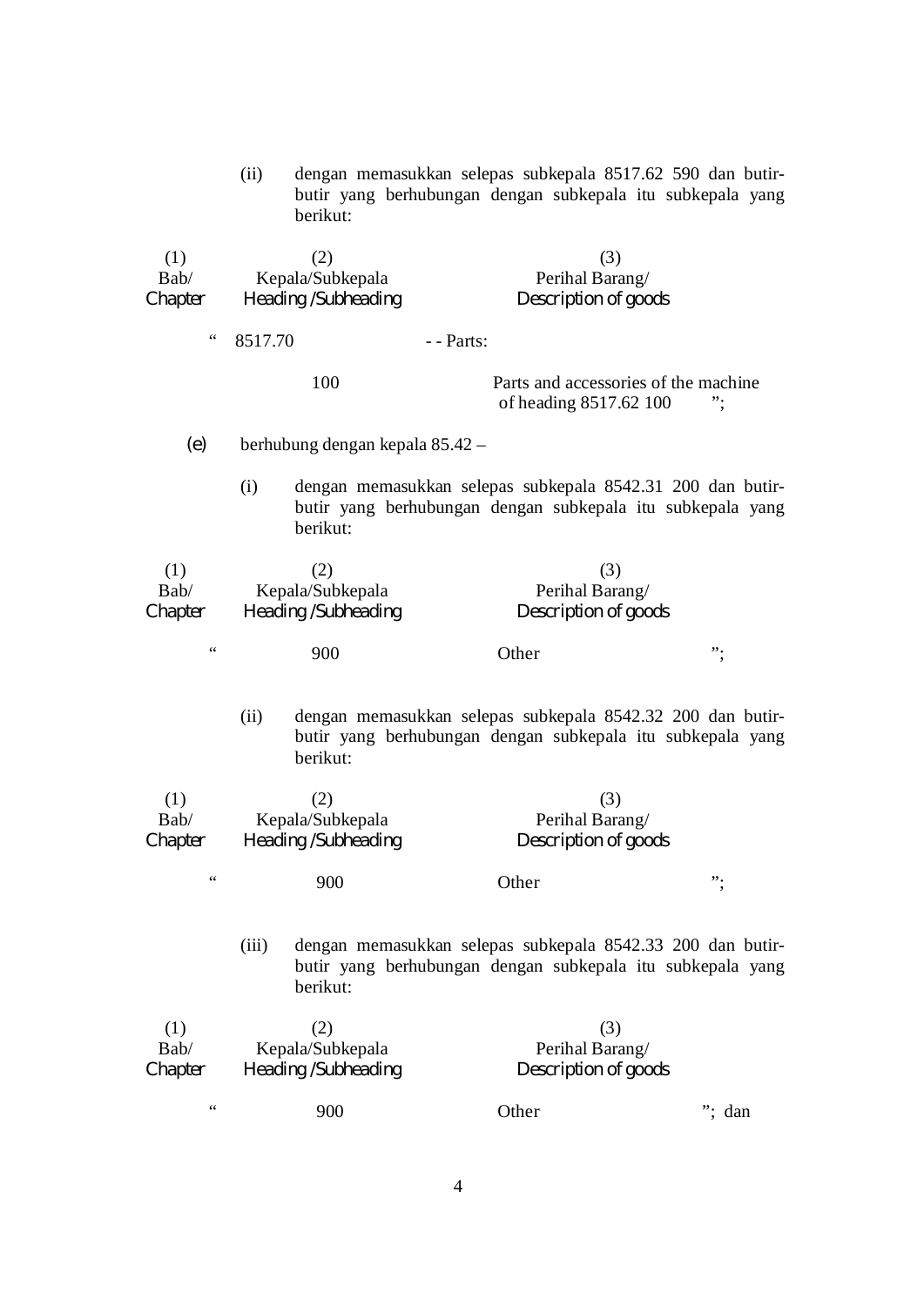(ii) dengan memasukkan selepas subkepala 8517.62 590 dan butir-butir yang berhubungan dengan subkepala itu subkepala yang berikut:

| (1) Bab/ Chapter | (2) Kepala/Subkepala Heading /Subheading | (3) Perihal Barang/ Description of goods |
|---|---|---|
| “ | 8517.70 | - - Parts: |
| | 100 | Parts and accessories of the machine of heading 8517.62 100 ”; |

(e) berhubung dengan kepala 85.42 –

(i) dengan memasukkan selepas subkepala 8542.31 200 dan butir-butir yang berhubungan dengan subkepala itu subkepala yang berikut:

| (1) Bab/ Chapter | (2) Kepala/Subkepala Heading /Subheading | (3) Perihal Barang/ Description of goods |
|---|---|---|
| “ | 900 | Other ”; |

(ii) dengan memasukkan selepas subkepala 8542.32 200 dan butir-butir yang berhubungan dengan subkepala itu subkepala yang berikut:

| (1) Bab/ Chapter | (2) Kepala/Subkepala Heading /Subheading | (3) Perihal Barang/ Description of goods |
|---|---|---|
| “ | 900 | Other ”; |

(iii) dengan memasukkan selepas subkepala 8542.33 200 dan butir-butir yang berhubungan dengan subkepala itu subkepala yang berikut:

| (1) Bab/ Chapter | (2) Kepala/Subkepala Heading /Subheading | (3) Perihal Barang/ Description of goods |
|---|---|---|
| “ | 900 | Other ”; dan |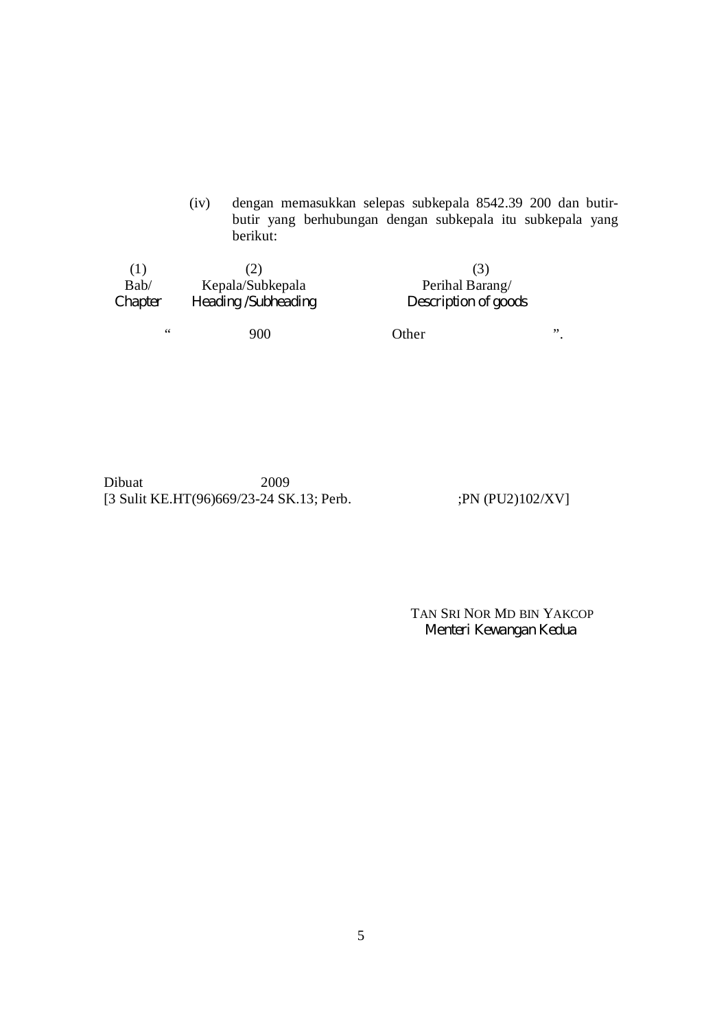(iv) dengan memasukkan selepas subkepala 8542.39 200 dan butir-butir yang berhubungan dengan subkepala itu subkepala yang berikut:

| (1)<br>Bab/<br>*Chapter* | (2)<br>Kepala/Subkepala<br>*Heading /Subheading* | (3)<br>Perihal Barang/<br>*Description of goods* |
|---|---|---|
| “ | 900 | Other ”. |

Dibuat 2009
[3 Sulit KE.HT(96)669/23-24 SK.13; Perb. ;PN (PU2)102/XV]

TAN SRI NOR MD BIN YAKCOP
*Menteri Kewangan Kedua*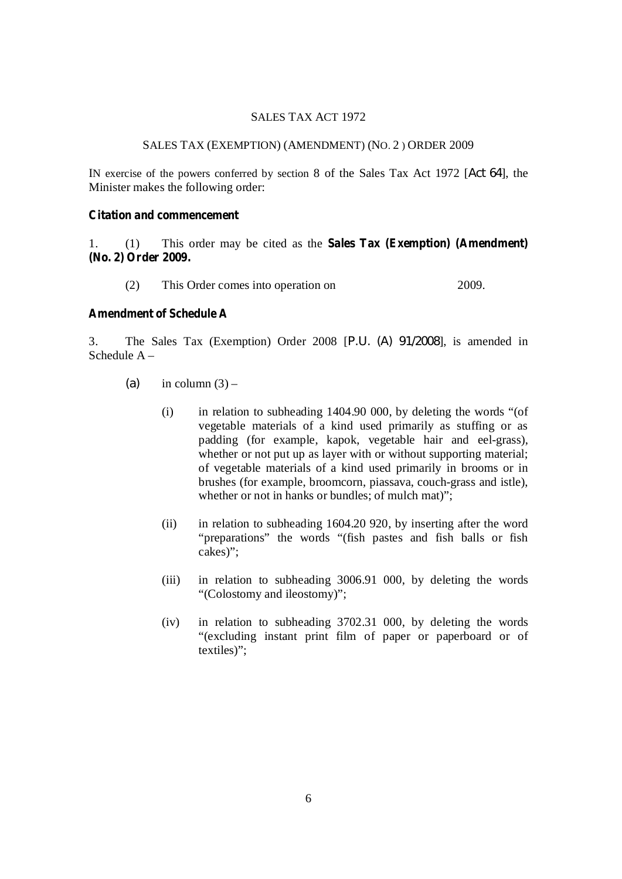SALES TAX ACT 1972

SALES TAX (EXEMPTION) (AMENDMENT) (NO. 2 ) ORDER 2009

IN exercise of the powers conferred by section 8 of the Sales Tax Act 1972 [*Act 64*], the Minister makes the following order:

**Citation and commencement**

1. (1) This order may be cited as the **Sales Tax (Exemption) (Amendment) (No. 2) Order 2009.**

(2) This Order comes into operation on 2009.

**Amendment of Schedule A**

3. The Sales Tax (Exemption) Order 2008 [*P.U. (A) 91/2008*], is amended in Schedule A –

(a) in column (3) –

(i) in relation to subheading 1404.90 000, by deleting the words "(of vegetable materials of a kind used primarily as stuffing or as padding (for example, kapok, vegetable hair and eel-grass), whether or not put up as layer with or without supporting material; of vegetable materials of a kind used primarily in brooms or in brushes (for example, broomcorn, piassava, couch-grass and istle), whether or not in hanks or bundles; of mulch mat)";

(ii) in relation to subheading 1604.20 920, by inserting after the word "preparations" the words "(fish pastes and fish balls or fish cakes)";

(iii) in relation to subheading 3006.91 000, by deleting the words "(Colostomy and ileostomy)";

(iv) in relation to subheading 3702.31 000, by deleting the words "(excluding instant print film of paper or paperboard or of textiles)";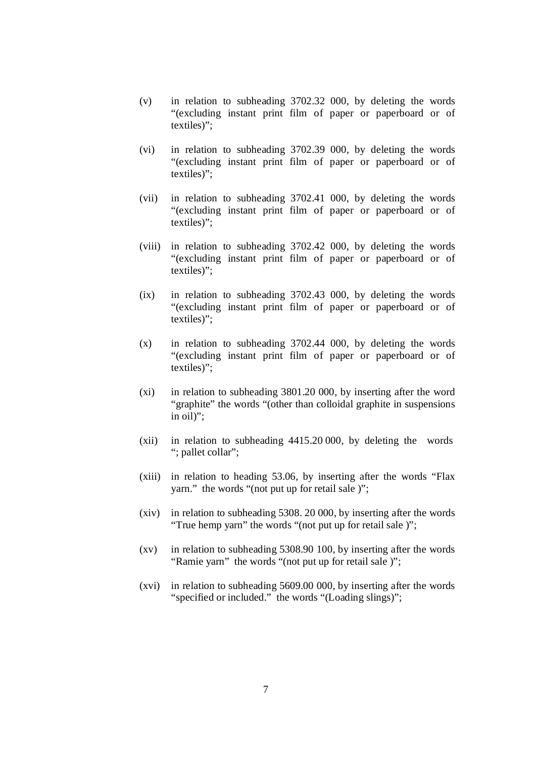(v) in relation to subheading 3702.32 000, by deleting the words "(excluding instant print film of paper or paperboard or of textiles)";

(vi) in relation to subheading 3702.39 000, by deleting the words "(excluding instant print film of paper or paperboard or of textiles)";

(vii) in relation to subheading 3702.41 000, by deleting the words "(excluding instant print film of paper or paperboard or of textiles)";

(viii) in relation to subheading 3702.42 000, by deleting the words "(excluding instant print film of paper or paperboard or of textiles)";

(ix) in relation to subheading 3702.43 000, by deleting the words "(excluding instant print film of paper or paperboard or of textiles)";

(x) in relation to subheading 3702.44 000, by deleting the words "(excluding instant print film of paper or paperboard or of textiles)";

(xi) in relation to subheading 3801.20 000, by inserting after the word "graphite" the words "(other than colloidal graphite in suspensions in oil)";

(xii) in relation to subheading 4415.20 000, by deleting the words "; pallet collar";

(xiii) in relation to heading 53.06, by inserting after the words "Flax yarn." the words "(not put up for retail sale )";

(xiv) in relation to subheading 5308. 20 000, by inserting after the words "True hemp yarn" the words "(not put up for retail sale )";

(xv) in relation to subheading 5308.90 100, by inserting after the words "Ramie yarn" the words "(not put up for retail sale )";

(xvi) in relation to subheading 5609.00 000, by inserting after the words "specified or included." the words "(Loading slings)";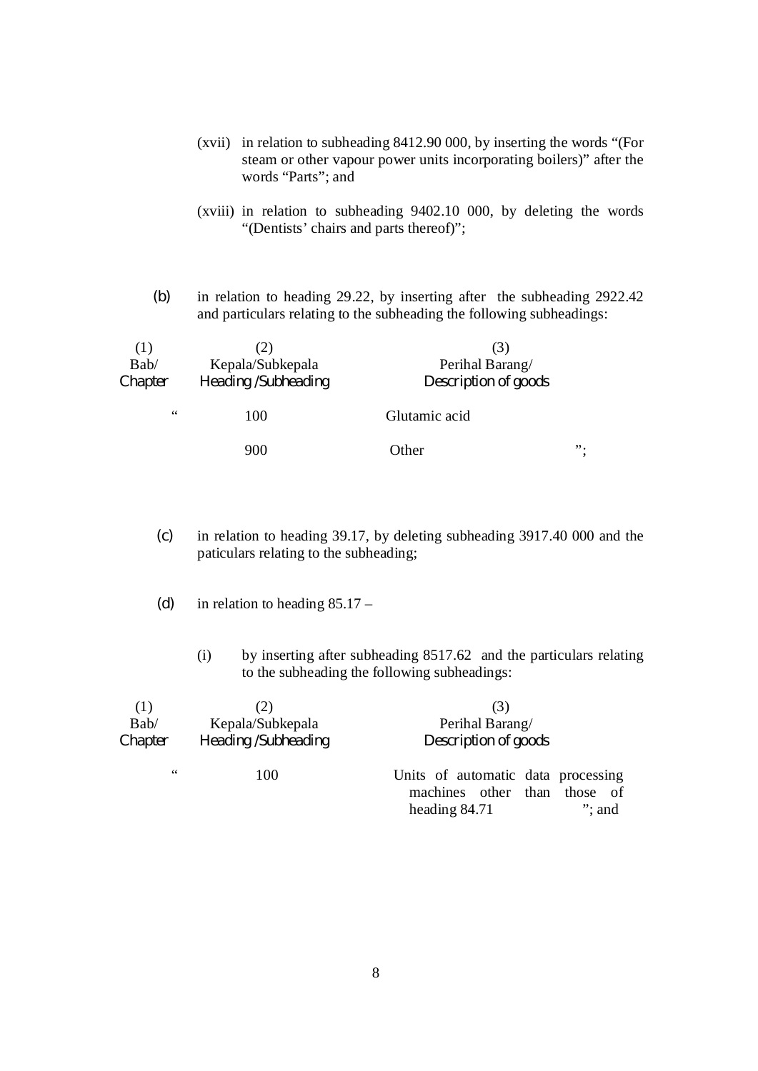(xvii) in relation to subheading 8412.90 000, by inserting the words "(For steam or other vapour power units incorporating boilers)" after the words "Parts"; and

(xviii) in relation to subheading 9402.10 000, by deleting the words "(Dentists' chairs and parts thereof)";

(b) in relation to heading 29.22, by inserting after the subheading 2922.42 and particulars relating to the subheading the following subheadings:

| (1) Bab/ Chapter | (2) Kepala/Subkepala Heading /Subheading | (3) Perihal Barang/ Description of goods |
|---|---|---|
| " | 100 | Glutamic acid |
| | 900 | Other "; |

(c) in relation to heading 39.17, by deleting subheading 3917.40 000 and the paticulars relating to the subheading;

(d) in relation to heading 85.17 –

(i) by inserting after subheading 8517.62 and the particulars relating to the subheading the following subheadings:

| (1) Bab/ Chapter | (2) Kepala/Subkepala Heading /Subheading | (3) Perihal Barang/ Description of goods |
|---|---|---|
| " | 100 | Units of automatic data processing machines other than those of heading 84.71 "; and |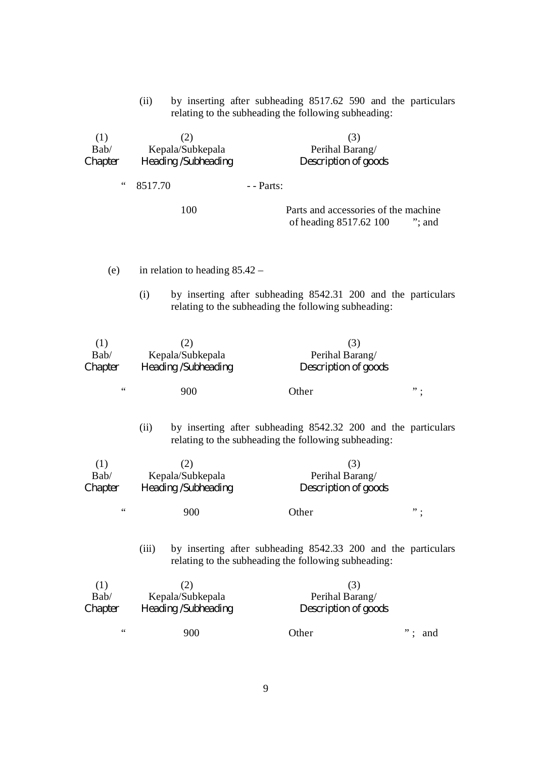(ii) by inserting after subheading 8517.62 590 and the particulars relating to the subheading the following subheading:

| (1)<br>Bab/<br>Chapter | (2)<br>Kepala/Subkepala<br>Heading /Subheading | (3)<br>Perihal Barang/<br>Description of goods |
|---|---|---|
| “ | 8517.70 | - - Parts: |
| | 100 | Parts and accessories of the machine of heading 8517.62 100 ”; and |

(e) in relation to heading 85.42 –

(i) by inserting after subheading 8542.31 200 and the particulars relating to the subheading the following subheading:

| (1)<br>Bab/<br>Chapter | (2)<br>Kepala/Subkepala<br>Heading /Subheading | (3)<br>Perihal Barang/<br>Description of goods |
|---|---|---|
| “ | 900 | Other ” ; |

(ii) by inserting after subheading 8542.32 200 and the particulars relating to the subheading the following subheading:

| (1)<br>Bab/<br>Chapter | (2)<br>Kepala/Subkepala<br>Heading /Subheading | (3)<br>Perihal Barang/<br>Description of goods |
|---|---|---|
| “ | 900 | Other ” ; |

(iii) by inserting after subheading 8542.33 200 and the particulars relating to the subheading the following subheading:

| (1)<br>Bab/<br>Chapter | (2)<br>Kepala/Subkepala<br>Heading /Subheading | (3)<br>Perihal Barang/<br>Description of goods |
|---|---|---|
| “ | 900 | Other ” ; and |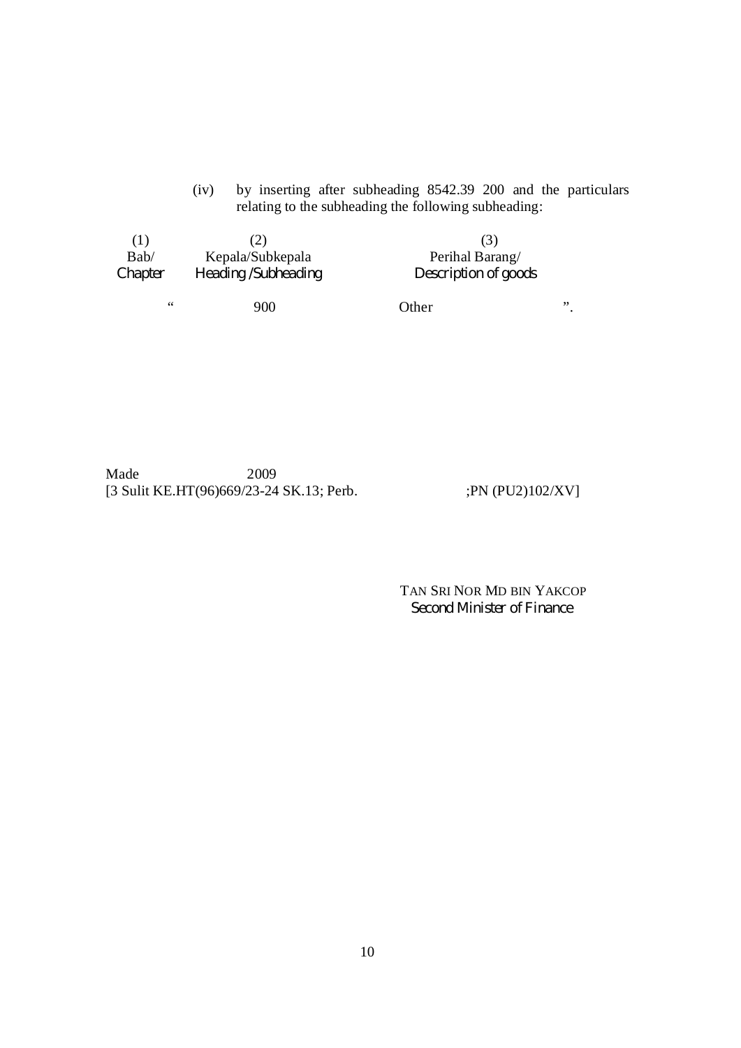(iv) by inserting after subheading 8542.39 200 and the particulars relating to the subheading the following subheading:

| (1)<br>Bab/<br>*Chapter* | (2)<br>Kepala/Subkepala<br>*Heading /Subheading* | (3)<br>Perihal Barang/<br>*Description of goods* |
|---|---|---|
| “ | 900 | Other ”. |

Made 2009
[3 Sulit KE.HT(96)669/23-24 SK.13; Perb. ;PN (PU2)102/XV]

TAN SRI NOR MD BIN YAKCOP
*Second Minister of Finance*